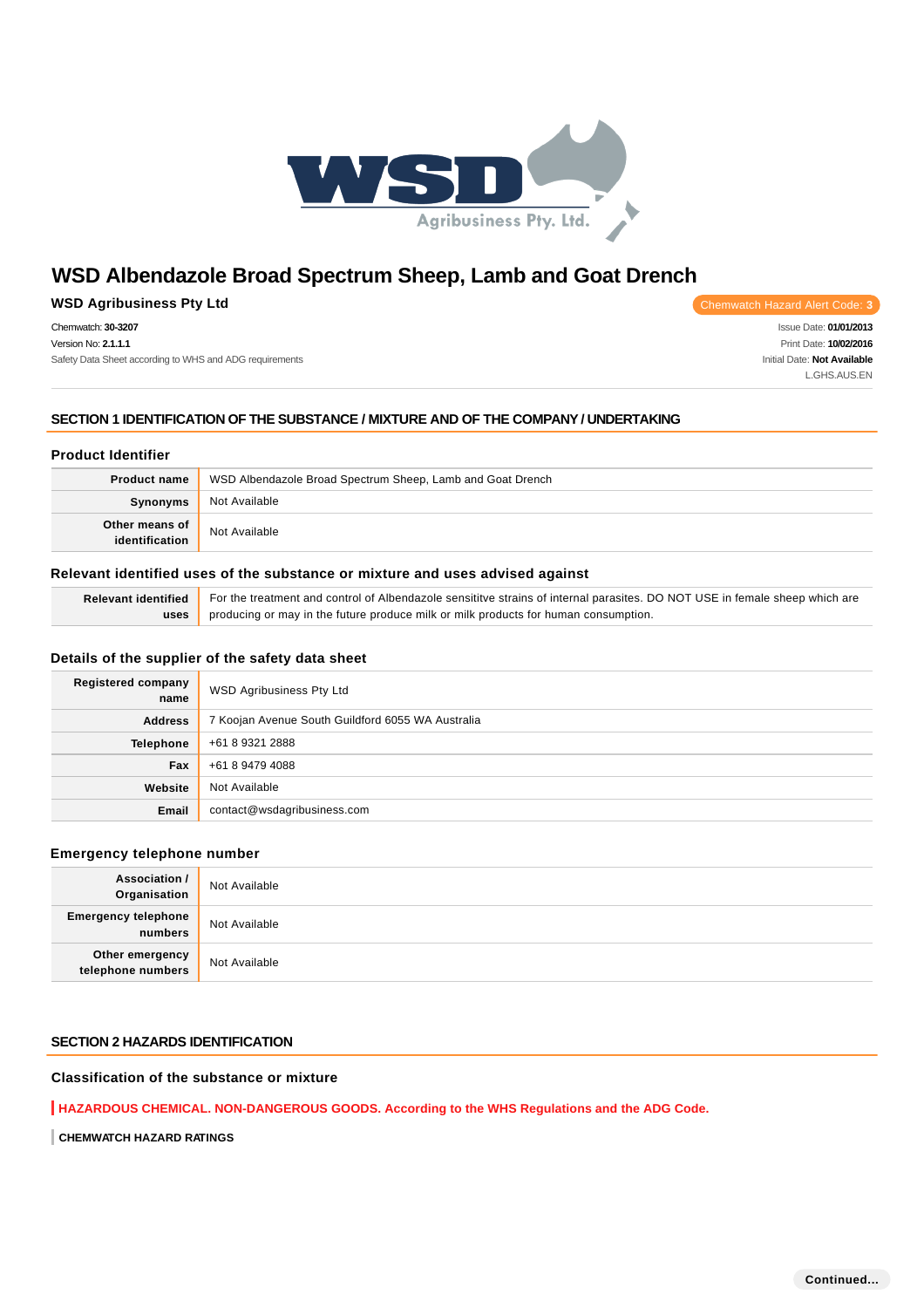# WSD Albendazole Broad Spectrum Sheep, Lamb and Goat Drench

**WSD Agribusiness Pty Ltd**

Chemwatch Hazard Alert Code: **3**

Chemwatch: **30-3207**
Version No: **2.1.1.1**
Safety Data Sheet according to WHS and ADG requirements

Issue Date: **01/01/2013**
Print Date: **10/02/2016**
Initial Date: **Not Available**
L.GHS.AUS.EN

## SECTION 1 IDENTIFICATION OF THE SUBSTANCE / MIXTURE AND OF THE COMPANY / UNDERTAKING

### Product Identifier

| | |
|---|---|
| **Product name** | WSD Albendazole Broad Spectrum Sheep, Lamb and Goat Drench |
| **Synonyms** | Not Available |
| **Other means of identification** | Not Available |

### Relevant identified uses of the substance or mixture and uses advised against

| | |
|---|---|
| **Relevant identified uses** | For the treatment and control of Albendazole sensititve strains of internal parasites. DO NOT USE in female sheep which are producing or may in the future produce milk or milk products for human consumption. |

### Details of the supplier of the safety data sheet

| | |
|---|---|
| **Registered company name** | WSD Agribusiness Pty Ltd |
| **Address** | 7 Koojan Avenue South Guildford 6055 WA Australia |
| **Telephone** | +61 8 9321 2888 |
| **Fax** | +61 8 9479 4088 |
| **Website** | Not Available |
| **Email** | contact@wsdagribusiness.com |

### Emergency telephone number

| | |
|---|---|
| **Association / Organisation** | Not Available |
| **Emergency telephone numbers** | Not Available |
| **Other emergency telephone numbers** | Not Available |

## SECTION 2 HAZARDS IDENTIFICATION

### Classification of the substance or mixture

**HAZARDOUS CHEMICAL. NON-DANGEROUS GOODS. According to the WHS Regulations and the ADG Code.**

**CHEMWATCH HAZARD RATINGS**

Continued...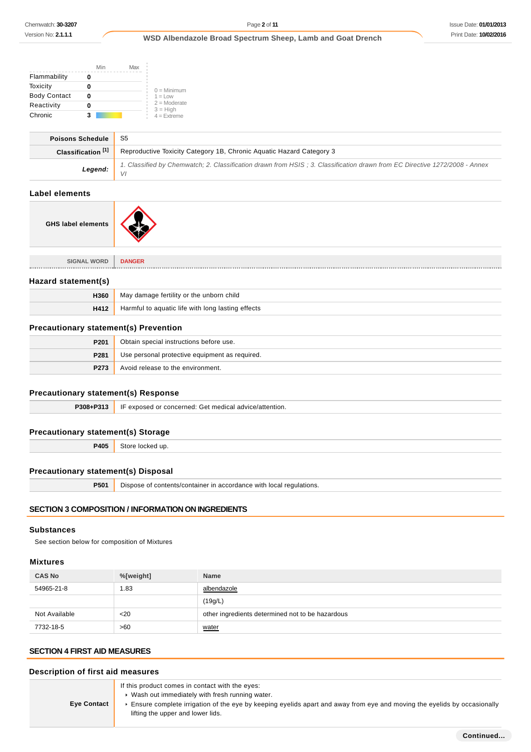| | Min | Max |
|---|---|---|
| Flammability | 0 | |
| Toxicity | 0 | |
| Body Contact | 0 | |
| Reactivity | 0 | |
| Chronic | 3 | |

0 = Minimum
1 = Low
2 = Moderate
3 = High
4 = Extreme

| | |
|---|---|
| **Poisons Schedule** | S5 |
| **Classification [1]** | Reproductive Toxicity Category 1B, Chronic Aquatic Hazard Category 3 |
| ***Legend:*** | *1. Classified by Chemwatch; 2. Classification drawn from HSIS ; 3. Classification drawn from EC Directive 1272/2008 - Annex VI* |

## Label elements

| | |
|---|---|
| **GHS label elements** | |

| | |
|---|---|
| **SIGNAL WORD** | **DANGER** |

## Hazard statement(s)

| | |
|---|---|
| **H360** | May damage fertility or the unborn child |
| **H412** | Harmful to aquatic life with long lasting effects |

## Precautionary statement(s) Prevention

| | |
|---|---|
| **P201** | Obtain special instructions before use. |
| **P281** | Use personal protective equipment as required. |
| **P273** | Avoid release to the environment. |

## Precautionary statement(s) Response

| | |
|---|---|
| **P308+P313** | IF exposed or concerned: Get medical advice/attention. |

## Precautionary statement(s) Storage

| | |
|---|---|
| **P405** | Store locked up. |

## Precautionary statement(s) Disposal

| | |
|---|---|
| **P501** | Dispose of contents/container in accordance with local regulations. |

# SECTION 3 COMPOSITION / INFORMATION ON INGREDIENTS

## Substances

See section below for composition of Mixtures

## Mixtures

| CAS No | %[weight] | Name |
|---|---|---|
| 54965-21-8 | 1.83 | albendazole |
| | | (19g/L) |
| Not Available | <20 | other ingredients determined not to be hazardous |
| 7732-18-5 | >60 | water |

# SECTION 4 FIRST AID MEASURES

## Description of first aid measures

| | |
|---|---|
| **Eye Contact** | If this product comes in contact with the eyes:<br>▸ Wash out immediately with fresh running water.<br>▸ Ensure complete irrigation of the eye by keeping eyelids apart and away from eye and moving the eyelids by occasionally lifting the upper and lower lids. |

**Continued...**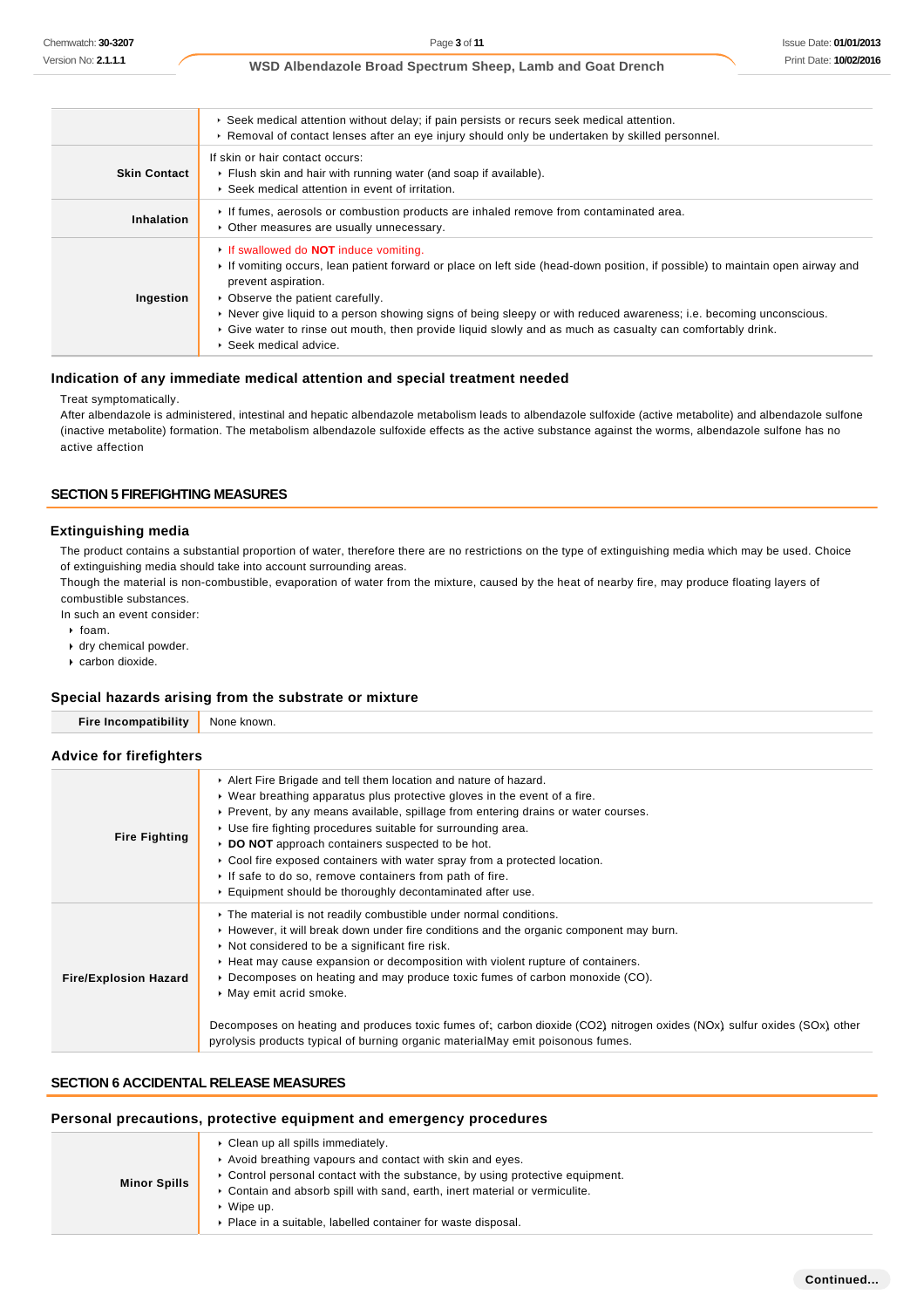| | |
|---|---|
| | ‣ Seek medical attention without delay; if pain persists or recurs seek medical attention.<br>‣ Removal of contact lenses after an eye injury should only be undertaken by skilled personnel. |
| **Skin Contact** | If skin or hair contact occurs:<br>‣ Flush skin and hair with running water (and soap if available).<br>‣ Seek medical attention in event of irritation. |
| **Inhalation** | ‣ If fumes, aerosols or combustion products are inhaled remove from contaminated area.<br>‣ Other measures are usually unnecessary. |
| **Ingestion** | ‣ If swallowed do **NOT** induce vomiting.<br>‣ If vomiting occurs, lean patient forward or place on left side (head-down position, if possible) to maintain open airway and prevent aspiration.<br>‣ Observe the patient carefully.<br>‣ Never give liquid to a person showing signs of being sleepy or with reduced awareness; i.e. becoming unconscious.<br>‣ Give water to rinse out mouth, then provide liquid slowly and as much as casualty can comfortably drink.<br>‣ Seek medical advice. |

### Indication of any immediate medical attention and special treatment needed

Treat symptomatically.
After albendazole is administered, intestinal and hepatic albendazole metabolism leads to albendazole sulfoxide (active metabolite) and albendazole sulfone (inactive metabolite) formation. The metabolism albendazole sulfoxide effects as the active substance against the worms, albendazole sulfone has no active affection

## SECTION 5 FIREFIGHTING MEASURES

### Extinguishing media

The product contains a substantial proportion of water, therefore there are no restrictions on the type of extinguishing media which may be used. Choice of extinguishing media should take into account surrounding areas.
Though the material is non-combustible, evaporation of water from the mixture, caused by the heat of nearby fire, may produce floating layers of combustible substances.
In such an event consider:

- foam.
- dry chemical powder.
- carbon dioxide.

### Special hazards arising from the substrate or mixture

| | |
|---|---|
| **Fire Incompatibility** | None known. |

### Advice for firefighters

| | |
|---|---|
| **Fire Fighting** | ‣ Alert Fire Brigade and tell them location and nature of hazard.<br>‣ Wear breathing apparatus plus protective gloves in the event of a fire.<br>‣ Prevent, by any means available, spillage from entering drains or water courses.<br>‣ Use fire fighting procedures suitable for surrounding area.<br>‣ **DO NOT** approach containers suspected to be hot.<br>‣ Cool fire exposed containers with water spray from a protected location.<br>‣ If safe to do so, remove containers from path of fire.<br>‣ Equipment should be thoroughly decontaminated after use. |
| **Fire/Explosion Hazard** | ‣ The material is not readily combustible under normal conditions.<br>‣ However, it will break down under fire conditions and the organic component may burn.<br>‣ Not considered to be a significant fire risk.<br>‣ Heat may cause expansion or decomposition with violent rupture of containers.<br>‣ Decomposes on heating and may produce toxic fumes of carbon monoxide (CO).<br>‣ May emit acrid smoke.<br><br>Decomposes on heating and produces toxic fumes of: carbon dioxide ($CO_2$) nitrogen oxides ($NO_x$) sulfur oxides ($SO_x$) other pyrolysis products typical of burning organic materialMay emit poisonous fumes. |

## SECTION 6 ACCIDENTAL RELEASE MEASURES

### Personal precautions, protective equipment and emergency procedures

| | |
|---|---|
| **Minor Spills** | ‣ Clean up all spills immediately.<br>‣ Avoid breathing vapours and contact with skin and eyes.<br>‣ Control personal contact with the substance, by using protective equipment.<br>‣ Contain and absorb spill with sand, earth, inert material or vermiculite.<br>‣ Wipe up.<br>‣ Place in a suitable, labelled container for waste disposal. |

Continued...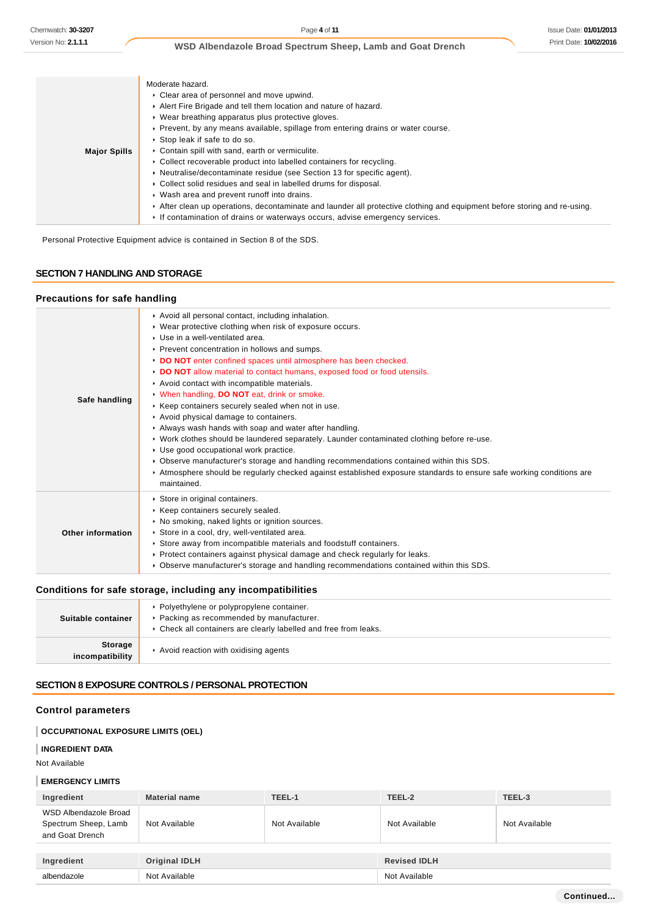| | |
|---|---|
| **Major Spills** | Moderate hazard.<br>‣ Clear area of personnel and move upwind.<br>‣ Alert Fire Brigade and tell them location and nature of hazard.<br>‣ Wear breathing apparatus plus protective gloves.<br>‣ Prevent, by any means available, spillage from entering drains or water course.<br>‣ Stop leak if safe to do so.<br>‣ Contain spill with sand, earth or vermiculite.<br>‣ Collect recoverable product into labelled containers for recycling.<br>‣ Neutralise/decontaminate residue (see Section 13 for specific agent).<br>‣ Collect solid residues and seal in labelled drums for disposal.<br>‣ Wash area and prevent runoff into drains.<br>‣ After clean up operations, decontaminate and launder all protective clothing and equipment before storing and re-using.<br>‣ If contamination of drains or waterways occurs, advise emergency services. |

Personal Protective Equipment advice is contained in Section 8 of the SDS.

## SECTION 7 HANDLING AND STORAGE

### Precautions for safe handling

| | |
|---|---|
| **Safe handling** | ‣ Avoid all personal contact, including inhalation.<br>‣ Wear protective clothing when risk of exposure occurs.<br>‣ Use in a well-ventilated area.<br>‣ Prevent concentration in hollows and sumps.<br>‣ **DO NOT** enter confined spaces until atmosphere has been checked.<br>‣ **DO NOT** allow material to contact humans, exposed food or food utensils.<br>‣ Avoid contact with incompatible materials.<br>‣ When handling, **DO NOT** eat, drink or smoke.<br>‣ Keep containers securely sealed when not in use.<br>‣ Avoid physical damage to containers.<br>‣ Always wash hands with soap and water after handling.<br>‣ Work clothes should be laundered separately. Launder contaminated clothing before re-use.<br>‣ Use good occupational work practice.<br>‣ Observe manufacturer's storage and handling recommendations contained within this SDS.<br>‣ Atmosphere should be regularly checked against established exposure standards to ensure safe working conditions are maintained. |
| **Other information** | ‣ Store in original containers.<br>‣ Keep containers securely sealed.<br>‣ No smoking, naked lights or ignition sources.<br>‣ Store in a cool, dry, well-ventilated area.<br>‣ Store away from incompatible materials and foodstuff containers.<br>‣ Protect containers against physical damage and check regularly for leaks.<br>‣ Observe manufacturer's storage and handling recommendations contained within this SDS. |

### Conditions for safe storage, including any incompatibilities

| | |
|---|---|
| **Suitable container** | ‣ Polyethylene or polypropylene container.<br>‣ Packing as recommended by manufacturer.<br>‣ Check all containers are clearly labelled and free from leaks. |
| **Storage incompatibility** | ‣ Avoid reaction with oxidising agents |

## SECTION 8 EXPOSURE CONTROLS / PERSONAL PROTECTION

### Control parameters

**OCCUPATIONAL EXPOSURE LIMITS (OEL)**

**INGREDIENT DATA**

Not Available

**EMERGENCY LIMITS**

| Ingredient | Material name | TEEL-1 | TEEL-2 | TEEL-3 |
|---|---|---|---|---|
| WSD Albendazole Broad Spectrum Sheep, Lamb and Goat Drench | Not Available | Not Available | Not Available | Not Available |

| Ingredient | Original IDLH | Revised IDLH |
|---|---|---|
| albendazole | Not Available | Not Available |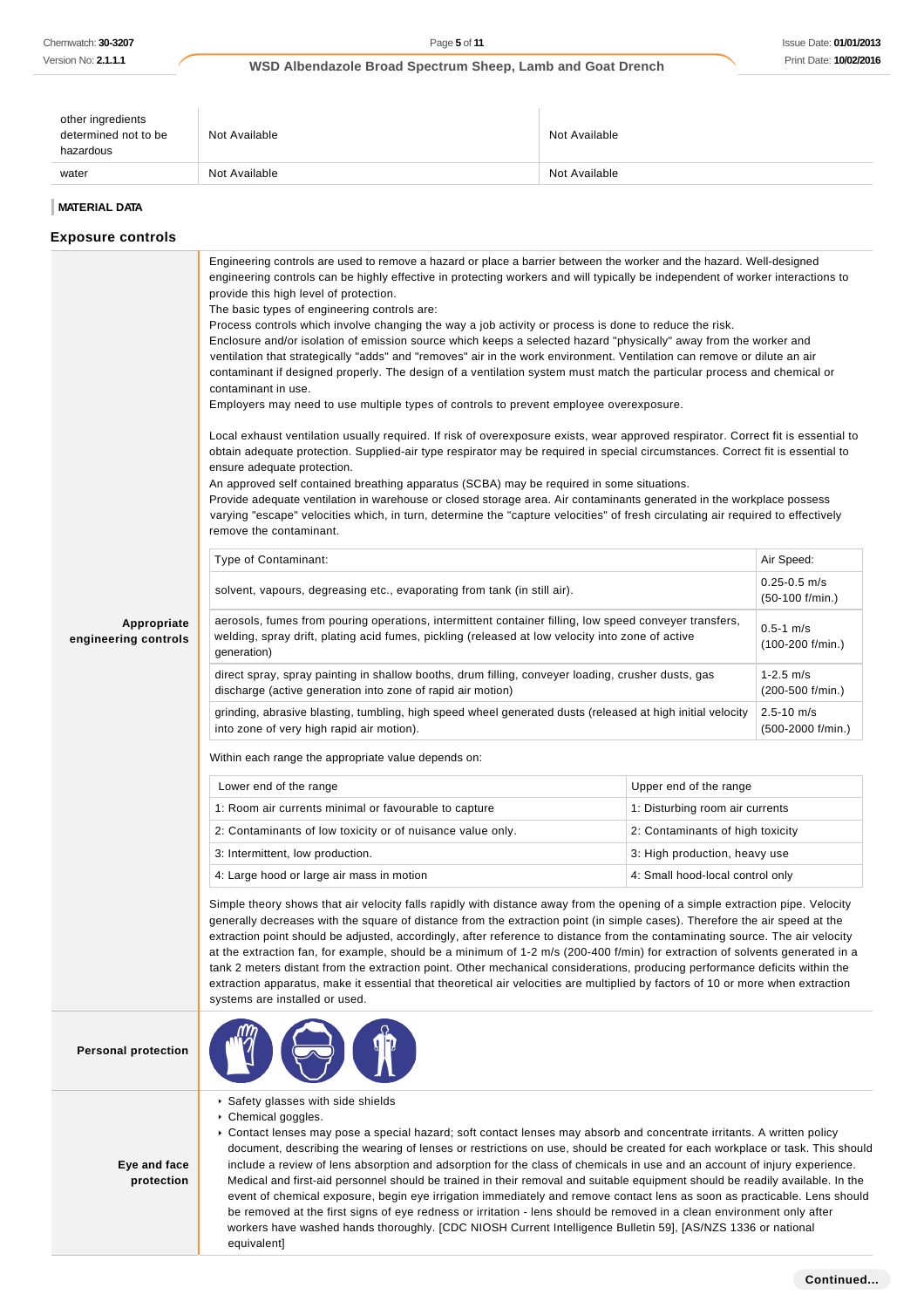| other ingredients determined not to be hazardous | Not Available | Not Available |
|---|---|---|
| water | Not Available | Not Available |

**MATERIAL DATA**

## Exposure controls

### Appropriate engineering controls

Engineering controls are used to remove a hazard or place a barrier between the worker and the hazard. Well-designed engineering controls can be highly effective in protecting workers and will typically be independent of worker interactions to provide this high level of protection.
The basic types of engineering controls are:
Process controls which involve changing the way a job activity or process is done to reduce the risk.
Enclosure and/or isolation of emission source which keeps a selected hazard "physically" away from the worker and ventilation that strategically "adds" and "removes" air in the work environment. Ventilation can remove or dilute an air contaminant if designed properly. The design of a ventilation system must match the particular process and chemical or contaminant in use.
Employers may need to use multiple types of controls to prevent employee overexposure.

Local exhaust ventilation usually required. If risk of overexposure exists, wear approved respirator. Correct fit is essential to obtain adequate protection. Supplied-air type respirator may be required in special circumstances. Correct fit is essential to ensure adequate protection.
An approved self contained breathing apparatus (SCBA) may be required in some situations.
Provide adequate ventilation in warehouse or closed storage area. Air contaminants generated in the workplace possess varying "escape" velocities which, in turn, determine the "capture velocities" of fresh circulating air required to effectively remove the contaminant.

| Type of Contaminant: | Air Speed: |
|---|---|
| solvent, vapours, degreasing etc., evaporating from tank (in still air). | 0.25-0.5 m/s (50-100 f/min.) |
| aerosols, fumes from pouring operations, intermittent container filling, low speed conveyer transfers, welding, spray drift, plating acid fumes, pickling (released at low velocity into zone of active generation) | 0.5-1 m/s (100-200 f/min.) |
| direct spray, spray painting in shallow booths, drum filling, conveyer loading, crusher dusts, gas discharge (active generation into zone of rapid air motion) | 1-2.5 m/s (200-500 f/min.) |
| grinding, abrasive blasting, tumbling, high speed wheel generated dusts (released at high initial velocity into zone of very high rapid air motion). | 2.5-10 m/s (500-2000 f/min.) |

Within each range the appropriate value depends on:

| Lower end of the range | Upper end of the range |
|---|---|
| 1: Room air currents minimal or favourable to capture | 1: Disturbing room air currents |
| 2: Contaminants of low toxicity or of nuisance value only. | 2: Contaminants of high toxicity |
| 3: Intermittent, low production. | 3: High production, heavy use |
| 4: Large hood or large air mass in motion | 4: Small hood-local control only |

Simple theory shows that air velocity falls rapidly with distance away from the opening of a simple extraction pipe. Velocity generally decreases with the square of distance from the extraction point (in simple cases). Therefore the air speed at the extraction point should be adjusted, accordingly, after reference to distance from the contaminating source. The air velocity at the extraction fan, for example, should be a minimum of 1-2 m/s (200-400 f/min) for extraction of solvents generated in a tank 2 meters distant from the extraction point. Other mechanical considerations, producing performance deficits within the extraction apparatus, make it essential that theoretical air velocities are multiplied by factors of 10 or more when extraction systems are installed or used.

### Personal protection

### Eye and face protection

- Safety glasses with side shields
- Chemical goggles.
- Contact lenses may pose a special hazard; soft contact lenses may absorb and concentrate irritants. A written policy document, describing the wearing of lenses or restrictions on use, should be created for each workplace or task. This should include a review of lens absorption and adsorption for the class of chemicals in use and an account of injury experience. Medical and first-aid personnel should be trained in their removal and suitable equipment should be readily available. In the event of chemical exposure, begin eye irrigation immediately and remove contact lens as soon as practicable. Lens should be removed at the first signs of eye redness or irritation - lens should be removed in a clean environment only after workers have washed hands thoroughly. [CDC NIOSH Current Intelligence Bulletin 59], [AS/NZS 1336 or national equivalent]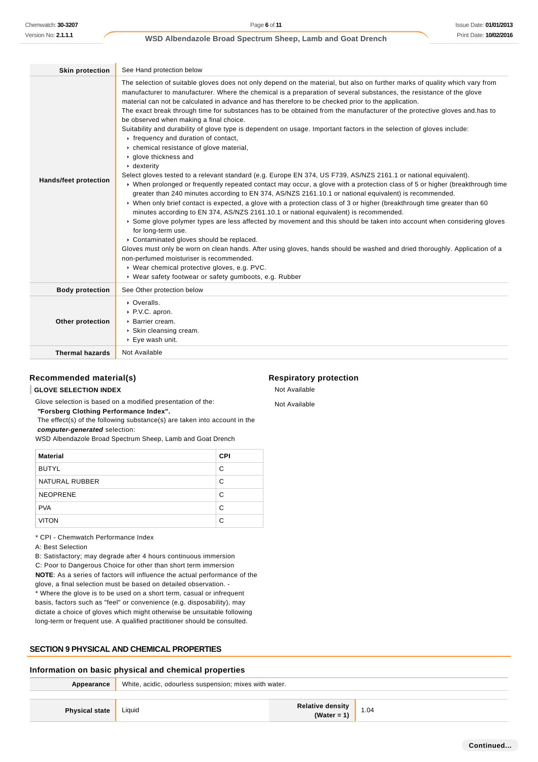| | |
|---|---|
| **Skin protection** | See Hand protection below |
| **Hands/feet protection** | The selection of suitable gloves does not only depend on the material, but also on further marks of quality which vary from manufacturer to manufacturer. Where the chemical is a preparation of several substances, the resistance of the glove material can not be calculated in advance and has therefore to be checked prior to the application.<br>The exact break through time for substances has to be obtained from the manufacturer of the protective gloves and.has to be observed when making a final choice.<br>Suitability and durability of glove type is dependent on usage. Important factors in the selection of gloves include:<br>▸ frequency and duration of contact,<br>▸ chemical resistance of glove material,<br>▸ glove thickness and<br>▸ dexterity<br>Select gloves tested to a relevant standard (e.g. Europe EN 374, US F739, AS/NZS 2161.1 or national equivalent).<br>▸ When prolonged or frequently repeated contact may occur, a glove with a protection class of 5 or higher (breakthrough time greater than 240 minutes according to EN 374, AS/NZS 2161.10.1 or national equivalent) is recommended.<br>▸ When only brief contact is expected, a glove with a protection class of 3 or higher (breakthrough time greater than 60 minutes according to EN 374, AS/NZS 2161.10.1 or national equivalent) is recommended.<br>▸ Some glove polymer types are less affected by movement and this should be taken into account when considering gloves for long-term use.<br>▸ Contaminated gloves should be replaced.<br>Gloves must only be worn on clean hands. After using gloves, hands should be washed and dried thoroughly. Application of a non-perfumed moisturiser is recommended.<br>▸ Wear chemical protective gloves, e.g. PVC.<br>▸ Wear safety footwear or safety gumboots, e.g. Rubber |
| **Body protection** | See Other protection below |
| **Other protection** | ▸ Overalls.<br>▸ P.V.C. apron.<br>▸ Barrier cream.<br>▸ Skin cleansing cream.<br>▸ Eye wash unit. |
| **Thermal hazards** | Not Available |

### Recommended material(s)

**GLOVE SELECTION INDEX**

Glove selection is based on a modified presentation of the:
***"Forsberg Clothing Performance Index".***
The effect(s) of the following substance(s) are taken into account in the ***computer-generated*** selection:
WSD Albendazole Broad Spectrum Sheep, Lamb and Goat Drench

| Material | CPI |
|---|---|
| BUTYL | C |
| NATURAL RUBBER | C |
| NEOPRENE | C |
| PVA | C |
| VITON | C |

* CPI - Chemwatch Performance Index
A: Best Selection
B: Satisfactory; may degrade after 4 hours continuous immersion
C: Poor to Dangerous Choice for other than short term immersion
**NOTE**: As a series of factors will influence the actual performance of the glove, a final selection must be based on detailed observation. -
* Where the glove is to be used on a short term, casual or infrequent basis, factors such as "feel" or convenience (e.g. disposability), may dictate a choice of gloves which might otherwise be unsuitable following long-term or frequent use. A qualified practitioner should be consulted.

### Respiratory protection

Not Available

Not Available

## SECTION 9 PHYSICAL AND CHEMICAL PROPERTIES

### Information on basic physical and chemical properties

| | | | |
|---|---|---|---|
| **Appearance** | White, acidic, odourless suspension; mixes with water. | | |
| **Physical state** | Liquid | **Relative density (Water = 1)** | 1.04 |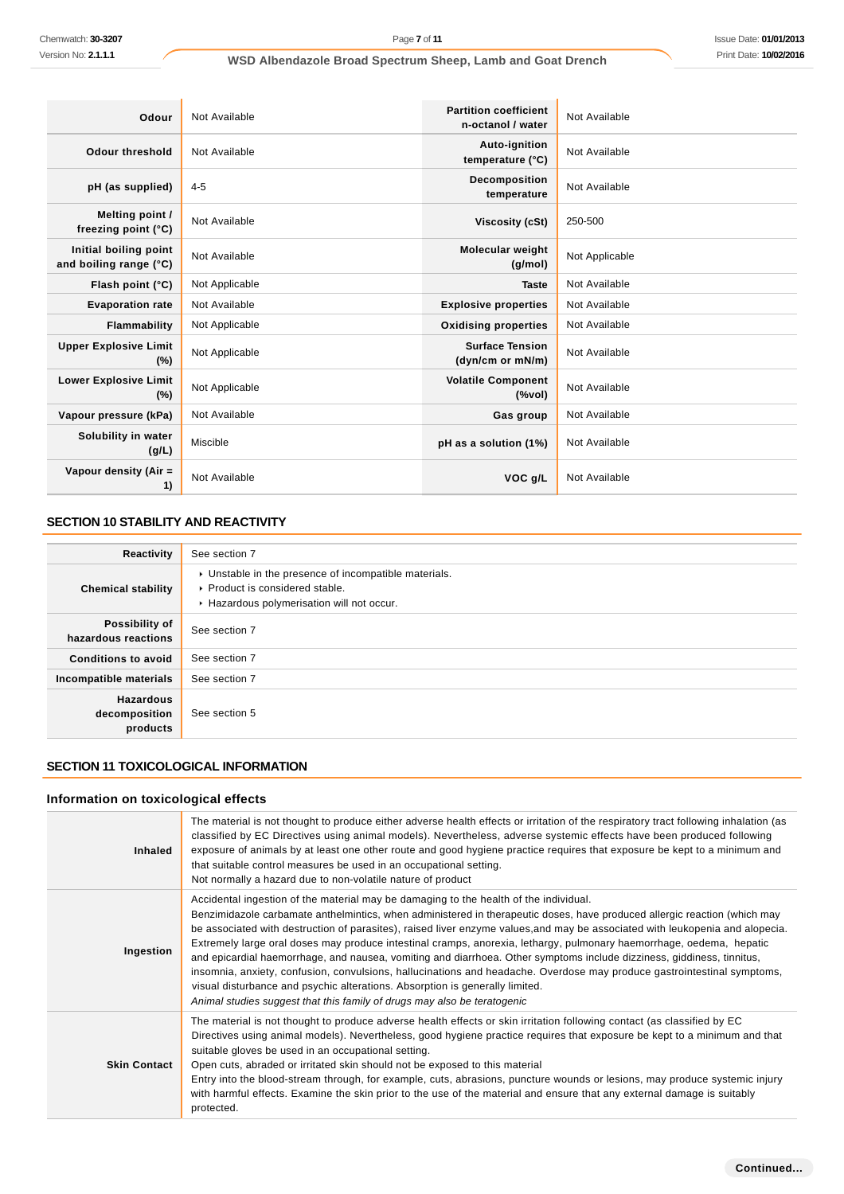| Odour | Not Available | Partition coefficient n-octanol / water | Not Available |
|---|---|---|---|
| Odour threshold | Not Available | Auto-ignition temperature (°C) | Not Available |
| pH (as supplied) | 4-5 | Decomposition temperature | Not Available |
| Melting point / freezing point (°C) | Not Available | Viscosity (cSt) | 250-500 |
| Initial boiling point and boiling range (°C) | Not Available | Molecular weight (g/mol) | Not Applicable |
| Flash point (°C) | Not Applicable | Taste | Not Available |
| Evaporation rate | Not Available | Explosive properties | Not Available |
| Flammability | Not Applicable | Oxidising properties | Not Available |
| Upper Explosive Limit (%) | Not Applicable | Surface Tension (dyn/cm or mN/m) | Not Available |
| Lower Explosive Limit (%) | Not Applicable | Volatile Component (%vol) | Not Available |
| Vapour pressure (kPa) | Not Available | Gas group | Not Available |
| Solubility in water (g/L) | Miscible | pH as a solution (1%) | Not Available |
| Vapour density (Air = 1) | Not Available | VOC g/L | Not Available |

## SECTION 10 STABILITY AND REACTIVITY

| | |
|---|---|
| Reactivity | See section 7 |
| Chemical stability | - Unstable in the presence of incompatible materials.<br>- Product is considered stable.<br>- Hazardous polymerisation will not occur. |
| Possibility of hazardous reactions | See section 7 |
| Conditions to avoid | See section 7 |
| Incompatible materials | See section 7 |
| Hazardous decomposition products | See section 5 |

## SECTION 11 TOXICOLOGICAL INFORMATION

### Information on toxicological effects

| | |
|---|---|
| Inhaled | The material is not thought to produce either adverse health effects or irritation of the respiratory tract following inhalation (as classified by EC Directives using animal models). Nevertheless, adverse systemic effects have been produced following exposure of animals by at least one other route and good hygiene practice requires that exposure be kept to a minimum and that suitable control measures be used in an occupational setting.<br>Not normally a hazard due to non-volatile nature of product |
| Ingestion | Accidental ingestion of the material may be damaging to the health of the individual.<br>Benzimidazole carbamate anthelmintics, when administered in therapeutic doses, have produced allergic reaction (which may be associated with destruction of parasites), raised liver enzyme values,and may be associated with leukopenia and alopecia. Extremely large oral doses may produce intestinal cramps, anorexia, lethargy, pulmonary haemorrhage, oedema, hepatic and epicardial haemorrhage, and nausea, vomiting and diarrhoea. Other symptoms include dizziness, giddiness, tinnitus, insomnia, anxiety, confusion, convulsions, hallucinations and headache. Overdose may produce gastrointestinal symptoms, visual disturbance and psychic alterations. Absorption is generally limited.<br>*Animal studies suggest that this family of drugs may also be teratogenic* |
| Skin Contact | The material is not thought to produce adverse health effects or skin irritation following contact (as classified by EC Directives using animal models). Nevertheless, good hygiene practice requires that exposure be kept to a minimum and that suitable gloves be used in an occupational setting.<br>Open cuts, abraded or irritated skin should not be exposed to this material<br>Entry into the blood-stream through, for example, cuts, abrasions, puncture wounds or lesions, may produce systemic injury with harmful effects. Examine the skin prior to the use of the material and ensure that any external damage is suitably protected. |

Continued...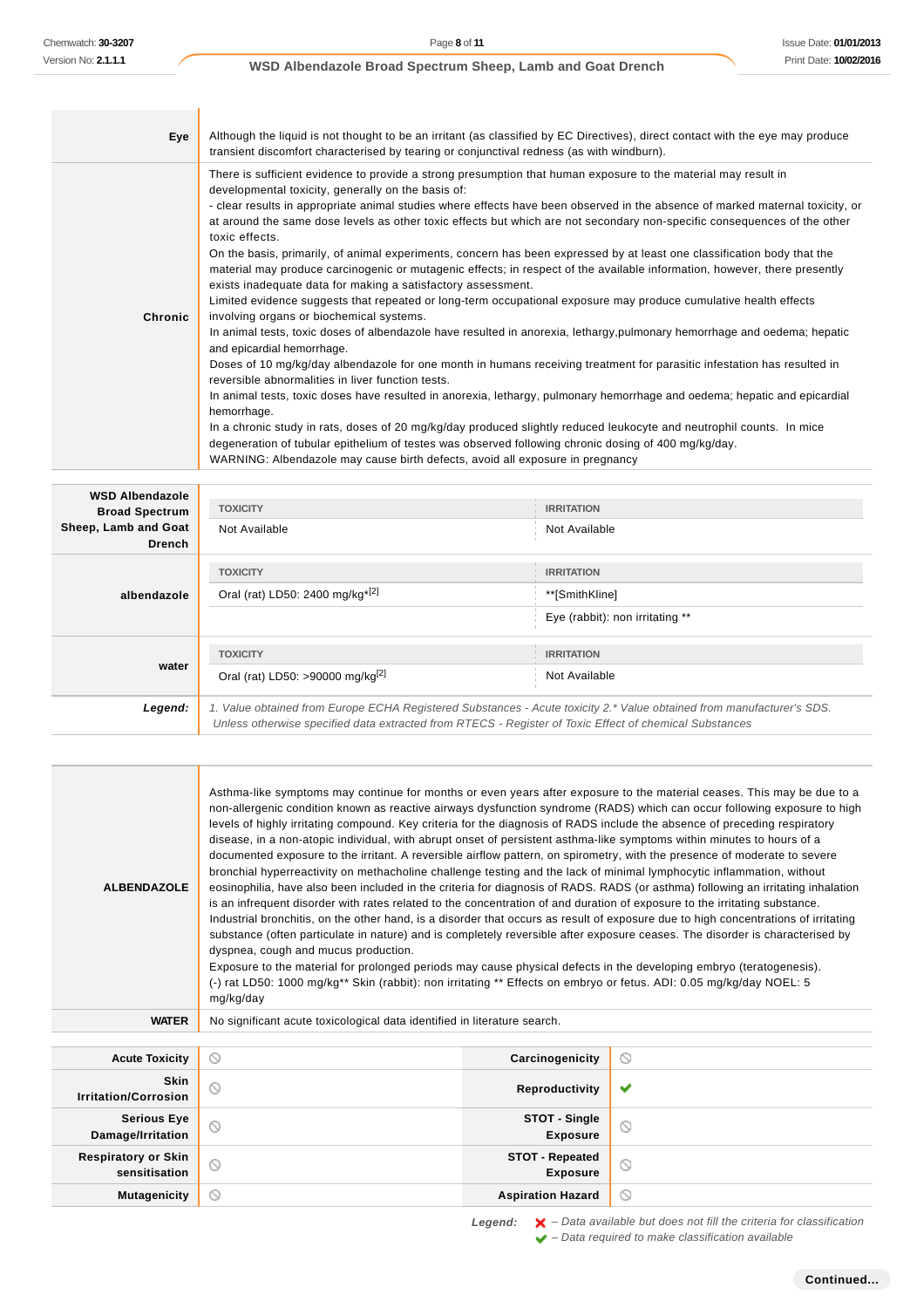| | |
|---|---|
| **Eye** | Although the liquid is not thought to be an irritant (as classified by EC Directives), direct contact with the eye may produce transient discomfort characterised by tearing or conjunctival redness (as with windburn). |
| **Chronic** | There is sufficient evidence to provide a strong presumption that human exposure to the material may result in developmental toxicity, generally on the basis of:<br>- clear results in appropriate animal studies where effects have been observed in the absence of marked maternal toxicity, or at around the same dose levels as other toxic effects but which are not secondary non-specific consequences of the other toxic effects.<br>On the basis, primarily, of animal experiments, concern has been expressed by at least one classification body that the material may produce carcinogenic or mutagenic effects; in respect of the available information, however, there presently exists inadequate data for making a satisfactory assessment.<br>Limited evidence suggests that repeated or long-term occupational exposure may produce cumulative health effects involving organs or biochemical systems.<br>In animal tests, toxic doses of albendazole have resulted in anorexia, lethargy,pulmonary hemorrhage and oedema; hepatic and epicardial hemorrhage.<br>Doses of 10 mg/kg/day albendazole for one month in humans receiving treatment for parasitic infestation has resulted in reversible abnormalities in liver function tests.<br>In animal tests, toxic doses have resulted in anorexia, lethargy, pulmonary hemorrhage and oedema; hepatic and epicardial hemorrhage.<br>In a chronic study in rats, doses of 20 mg/kg/day produced slightly reduced leukocyte and neutrophil counts. In mice degeneration of tubular epithelium of testes was observed following chronic dosing of 400 mg/kg/day.<br>WARNING: Albendazole may cause birth defects, avoid all exposure in pregnancy |

| | TOXICITY | IRRITATION |
|---|---|---|
| **WSD Albendazole Broad Spectrum Sheep, Lamb and Goat Drench** | Not Available | Not Available |
| **albendazole** | Oral (rat) LD50: 2400 mg/kg*[2] | **[SmithKline] |
| | | Eye (rabbit): non irritating ** |
| **water** | Oral (rat) LD50: >90000 mg/kg[2] | Not Available |

***Legend:*** *1. Value obtained from Europe ECHA Registered Substances - Acute toxicity 2.* Value obtained from manufacturer's SDS. Unless otherwise specified data extracted from RTECS - Register of Toxic Effect of chemical Substances*

| | |
|---|---|
| **ALBENDAZOLE** | Asthma-like symptoms may continue for months or even years after exposure to the material ceases. This may be due to a non-allergenic condition known as reactive airways dysfunction syndrome (RADS) which can occur following exposure to high levels of highly irritating compound. Key criteria for the diagnosis of RADS include the absence of preceding respiratory disease, in a non-atopic individual, with abrupt onset of persistent asthma-like symptoms within minutes to hours of a documented exposure to the irritant. A reversible airflow pattern, on spirometry, with the presence of moderate to severe bronchial hyperreactivity on methacholine challenge testing and the lack of minimal lymphocytic inflammation, without eosinophilia, have also been included in the criteria for diagnosis of RADS. RADS (or asthma) following an irritating inhalation is an infrequent disorder with rates related to the concentration of and duration of exposure to the irritating substance. Industrial bronchitis, on the other hand, is a disorder that occurs as result of exposure due to high concentrations of irritating substance (often particulate in nature) and is completely reversible after exposure ceases. The disorder is characterised by dyspnea, cough and mucus production.<br>Exposure to the material for prolonged periods may cause physical defects in the developing embryo (teratogenesis).<br>(-) rat LD50: 1000 mg/kg** Skin (rabbit): non irritating ** Effects on embryo or fetus. ADI: 0.05 mg/kg/day NOEL: 5 mg/kg/day |
| **WATER** | No significant acute toxicological data identified in literature search. |

| | | | |
|---|---|---|---|
| **Acute Toxicity** | ⦸ | **Carcinogenicity** | ⦸ |
| **Skin Irritation/Corrosion** | ⦸ | **Reproductivity** | ✔ |
| **Serious Eye Damage/Irritation** | ⦸ | **STOT - Single Exposure** | ⦸ |
| **Respiratory or Skin sensitisation** | ⦸ | **STOT - Repeated Exposure** | ⦸ |
| **Mutagenicity** | ⦸ | **Aspiration Hazard** | ⦸ |

***Legend:*** ✘ *– Data available but does not fill the criteria for classification*
✔ *– Data required to make classification available*

Continued...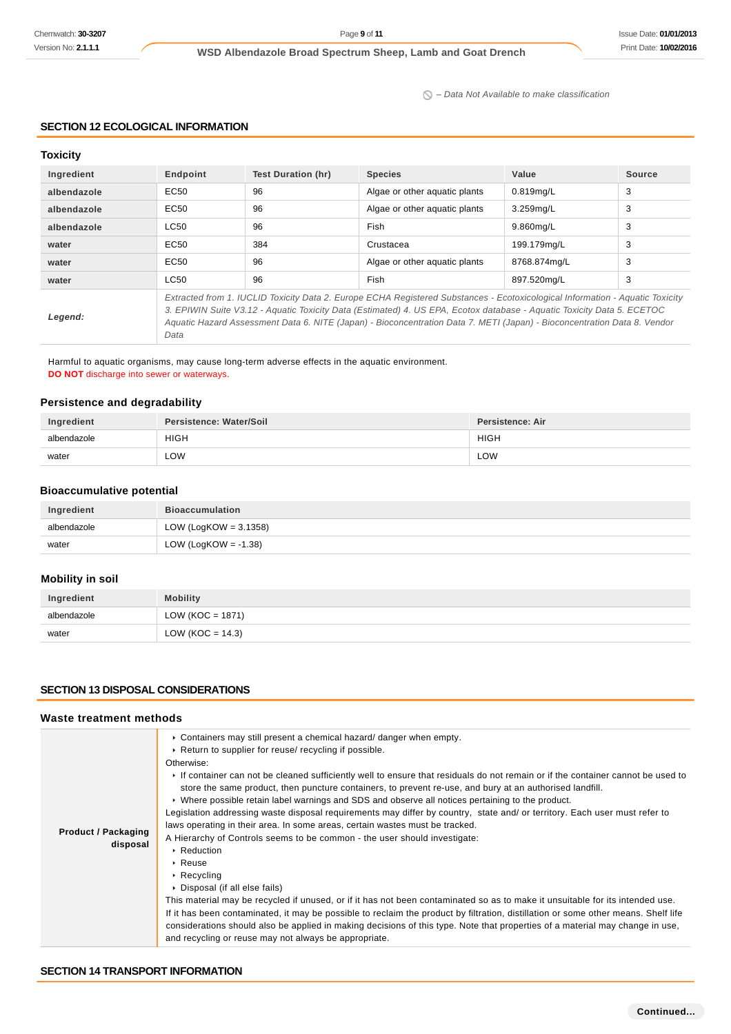⃠ – Data Not Available to make classification

## SECTION 12 ECOLOGICAL INFORMATION

### Toxicity

| Ingredient | Endpoint | Test Duration (hr) | Species | Value | Source |
|---|---|---|---|---|---|
| albendazole | EC50 | 96 | Algae or other aquatic plants | 0.819mg/L | 3 |
| albendazole | EC50 | 96 | Algae or other aquatic plants | 3.259mg/L | 3 |
| albendazole | LC50 | 96 | Fish | 9.860mg/L | 3 |
| water | EC50 | 384 | Crustacea | 199.179mg/L | 3 |
| water | EC50 | 96 | Algae or other aquatic plants | 8768.874mg/L | 3 |
| water | LC50 | 96 | Fish | 897.520mg/L | 3 |
| ***Legend:*** | *Extracted from 1. IUCLID Toxicity Data 2. Europe ECHA Registered Substances - Ecotoxicological Information - Aquatic Toxicity 3. EPIWIN Suite V3.12 - Aquatic Toxicity Data (Estimated) 4. US EPA, Ecotox database - Aquatic Toxicity Data 5. ECETOC Aquatic Hazard Assessment Data 6. NITE (Japan) - Bioconcentration Data 7. METI (Japan) - Bioconcentration Data 8. Vendor Data* | | | | |

Harmful to aquatic organisms, may cause long-term adverse effects in the aquatic environment.
**DO NOT** discharge into sewer or waterways.

### Persistence and degradability

| Ingredient | Persistence: Water/Soil | Persistence: Air |
|---|---|---|
| albendazole | HIGH | HIGH |
| water | LOW | LOW |

### Bioaccumulative potential

| Ingredient | Bioaccumulation |
|---|---|
| albendazole | LOW (LogKOW = 3.1358) |
| water | LOW (LogKOW = -1.38) |

### Mobility in soil

| Ingredient | Mobility |
|---|---|
| albendazole | LOW (KOC = 1871) |
| water | LOW (KOC = 14.3) |

## SECTION 13 DISPOSAL CONSIDERATIONS

### Waste treatment methods

| | |
|---|---|
| **Product / Packaging disposal** | ‣ Containers may still present a chemical hazard/ danger when empty.<br>‣ Return to supplier for reuse/ recycling if possible.<br>Otherwise:<br>‣ If container can not be cleaned sufficiently well to ensure that residuals do not remain or if the container cannot be used to store the same product, then puncture containers, to prevent re-use, and bury at an authorised landfill.<br>‣ Where possible retain label warnings and SDS and observe all notices pertaining to the product.<br>Legislation addressing waste disposal requirements may differ by country, state and/ or territory. Each user must refer to laws operating in their area. In some areas, certain wastes must be tracked.<br>A Hierarchy of Controls seems to be common - the user should investigate:<br>‣ Reduction<br>‣ Reuse<br>‣ Recycling<br>‣ Disposal (if all else fails)<br>This material may be recycled if unused, or if it has not been contaminated so as to make it unsuitable for its intended use. If it has been contaminated, it may be possible to reclaim the product by filtration, distillation or some other means. Shelf life considerations should also be applied in making decisions of this type. Note that properties of a material may change in use, and recycling or reuse may not always be appropriate. |

## SECTION 14 TRANSPORT INFORMATION

Continued...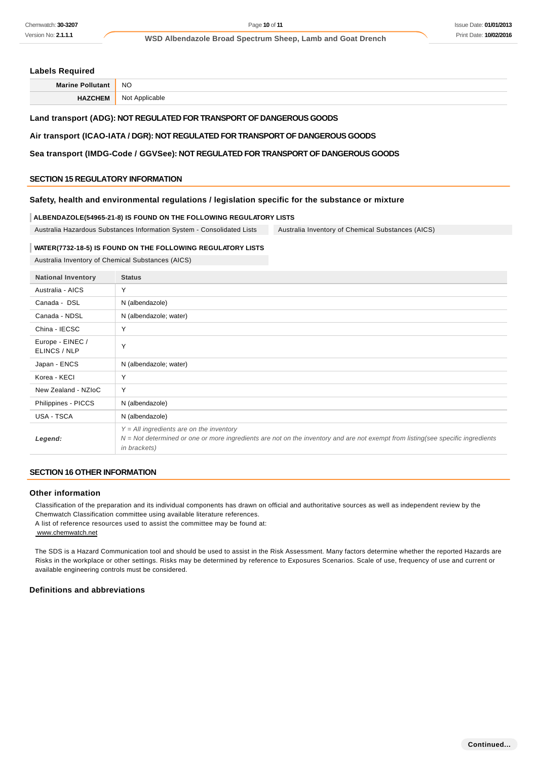### Labels Required

| | |
|---|---|
| **Marine Pollutant** | NO |
| **HAZCHEM** | Not Applicable |

**Land transport (ADG): NOT REGULATED FOR TRANSPORT OF DANGEROUS GOODS**

**Air transport (ICAO-IATA / DGR): NOT REGULATED FOR TRANSPORT OF DANGEROUS GOODS**

**Sea transport (IMDG-Code / GGVSee): NOT REGULATED FOR TRANSPORT OF DANGEROUS GOODS**

## SECTION 15 REGULATORY INFORMATION

### Safety, health and environmental regulations / legislation specific for the substance or mixture

**ALBENDAZOLE(54965-21-8) IS FOUND ON THE FOLLOWING REGULATORY LISTS**

Australia Hazardous Substances Information System - Consolidated Lists

Australia Inventory of Chemical Substances (AICS)

**WATER(7732-18-5) IS FOUND ON THE FOLLOWING REGULATORY LISTS**

Australia Inventory of Chemical Substances (AICS)

| National Inventory | Status |
|---|---|
| Australia - AICS | Y |
| Canada - DSL | N (albendazole) |
| Canada - NDSL | N (albendazole; water) |
| China - IECSC | Y |
| Europe - EINEC / ELINCS / NLP | Y |
| Japan - ENCS | N (albendazole; water) |
| Korea - KECI | Y |
| New Zealand - NZIoC | Y |
| Philippines - PICCS | N (albendazole) |
| USA - TSCA | N (albendazole) |
| ***Legend:*** | *Y = All ingredients are on the inventory*<br>*N = Not determined or one or more ingredients are not on the inventory and are not exempt from listing(see specific ingredients in brackets)* |

## SECTION 16 OTHER INFORMATION

### Other information

Classification of the preparation and its individual components has drawn on official and authoritative sources as well as independent review by the Chemwatch Classification committee using available literature references.
A list of reference resources used to assist the committee may be found at:
www.chemwatch.net

The SDS is a Hazard Communication tool and should be used to assist in the Risk Assessment. Many factors determine whether the reported Hazards are Risks in the workplace or other settings. Risks may be determined by reference to Exposures Scenarios. Scale of use, frequency of use and current or available engineering controls must be considered.

### Definitions and abbreviations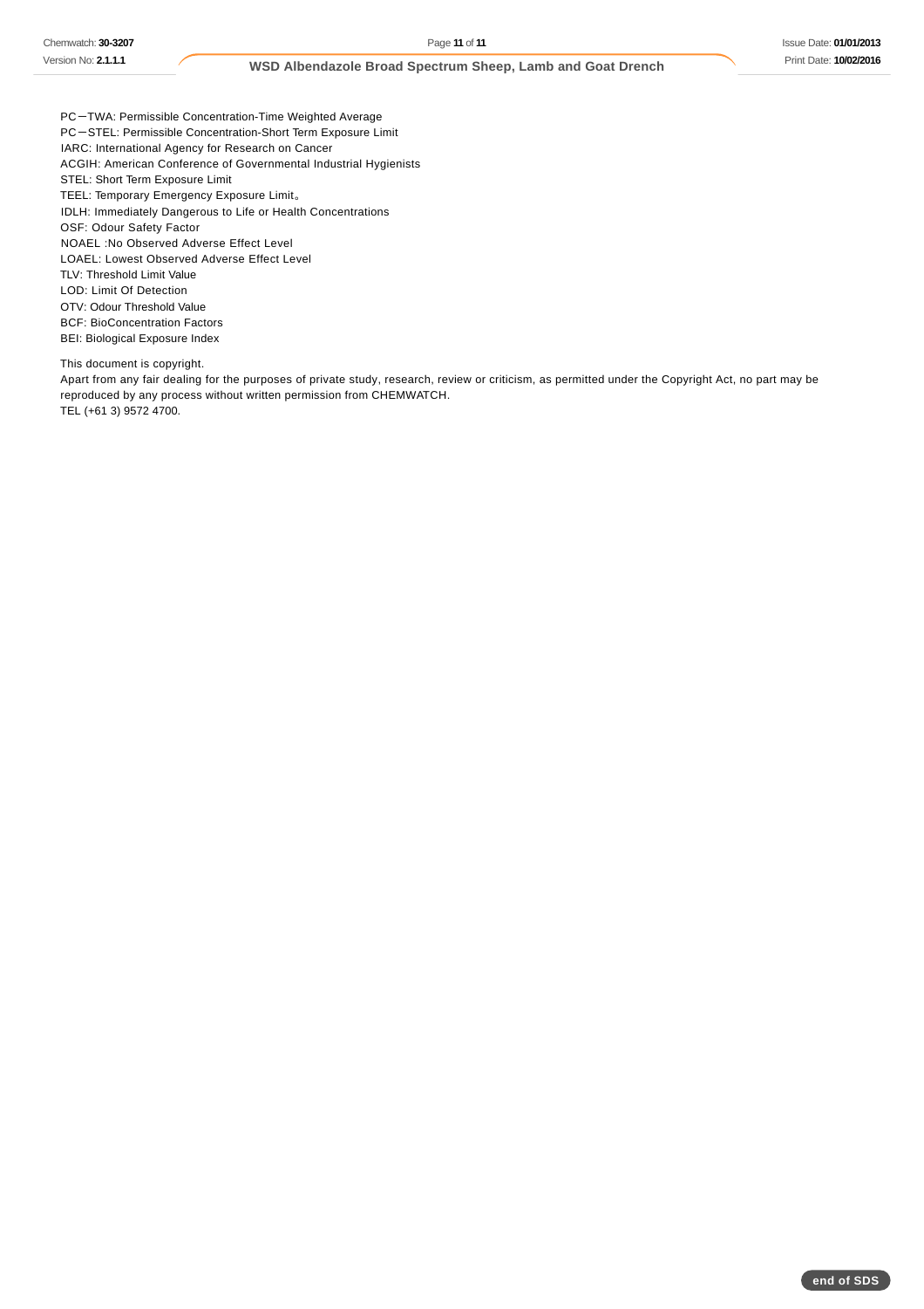PC－TWA: Permissible Concentration-Time Weighted Average
PC－STEL: Permissible Concentration-Short Term Exposure Limit
IARC: International Agency for Research on Cancer
ACGIH: American Conference of Governmental Industrial Hygienists
STEL: Short Term Exposure Limit
TEEL: Temporary Emergency Exposure Limit。
IDLH: Immediately Dangerous to Life or Health Concentrations
OSF: Odour Safety Factor
NOAEL :No Observed Adverse Effect Level
LOAEL: Lowest Observed Adverse Effect Level
TLV: Threshold Limit Value
LOD: Limit Of Detection
OTV: Odour Threshold Value
BCF: BioConcentration Factors
BEI: Biological Exposure Index

This document is copyright.
Apart from any fair dealing for the purposes of private study, research, review or criticism, as permitted under the Copyright Act, no part may be reproduced by any process without written permission from CHEMWATCH.
TEL (+61 3) 9572 4700.

**end of SDS**